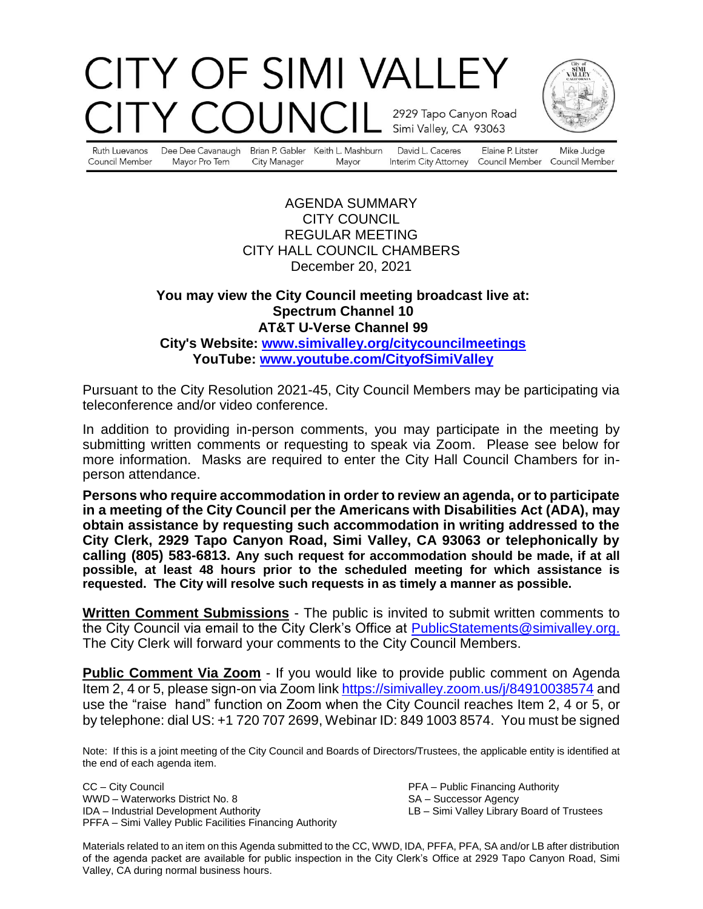# CITY OF SIMI VALLEY
# CITY COUNCIL

2929 Tapo Canyon Road
Simi Valley, CA 93063

| Ruth Luevanos | Dee Dee Cavanaugh | Brian P. Gabler | Keith L. Mashburn | David L. Caceres | Elaine P. Litster | Mike Judge |
|---|---|---|---|---|---|---|
| Council Member | Mayor Pro Tem | City Manager | Mayor | Interim City Attorney | Council Member | Council Member |

AGENDA SUMMARY
CITY COUNCIL
REGULAR MEETING
CITY HALL COUNCIL CHAMBERS
December 20, 2021

**You may view the City Council meeting broadcast live at:**
**Spectrum Channel 10**
**AT&T U-Verse Channel 99**
**City's Website: www.simivalley.org/citycouncilmeetings**
**YouTube: www.youtube.com/CityofSimiValley**

Pursuant to the City Resolution 2021-45, City Council Members may be participating via teleconference and/or video conference.

In addition to providing in-person comments, you may participate in the meeting by submitting written comments or requesting to speak via Zoom. Please see below for more information. Masks are required to enter the City Hall Council Chambers for in-person attendance.

**Persons who require accommodation in order to review an agenda, or to participate in a meeting of the City Council per the Americans with Disabilities Act (ADA), may obtain assistance by requesting such accommodation in writing addressed to the City Clerk, 2929 Tapo Canyon Road, Simi Valley, CA 93063 or telephonically by calling (805) 583-6813. Any such request for accommodation should be made, if at all possible, at least 48 hours prior to the scheduled meeting for which assistance is requested. The City will resolve such requests in as timely a manner as possible.**

**Written Comment Submissions** - The public is invited to submit written comments to the City Council via email to the City Clerk's Office at PublicStatements@simivalley.org. The City Clerk will forward your comments to the City Council Members.

**Public Comment Via Zoom** - If you would like to provide public comment on Agenda Item 2, 4 or 5, please sign-on via Zoom link https://simivalley.zoom.us/j/84910038574 and use the "raise hand" function on Zoom when the City Council reaches Item 2, 4 or 5, or by telephone: dial US: +1 720 707 2699, Webinar ID: 849 1003 8574. You must be signed

Note: If this is a joint meeting of the City Council and Boards of Directors/Trustees, the applicable entity is identified at the end of each agenda item.

CC – City Council
WWD – Waterworks District No. 8
IDA – Industrial Development Authority
PFFA – Simi Valley Public Facilities Financing Authority
PFA – Public Financing Authority
SA – Successor Agency
LB – Simi Valley Library Board of Trustees

Materials related to an item on this Agenda submitted to the CC, WWD, IDA, PFFA, PFA, SA and/or LB after distribution of the agenda packet are available for public inspection in the City Clerk's Office at 2929 Tapo Canyon Road, Simi Valley, CA during normal business hours.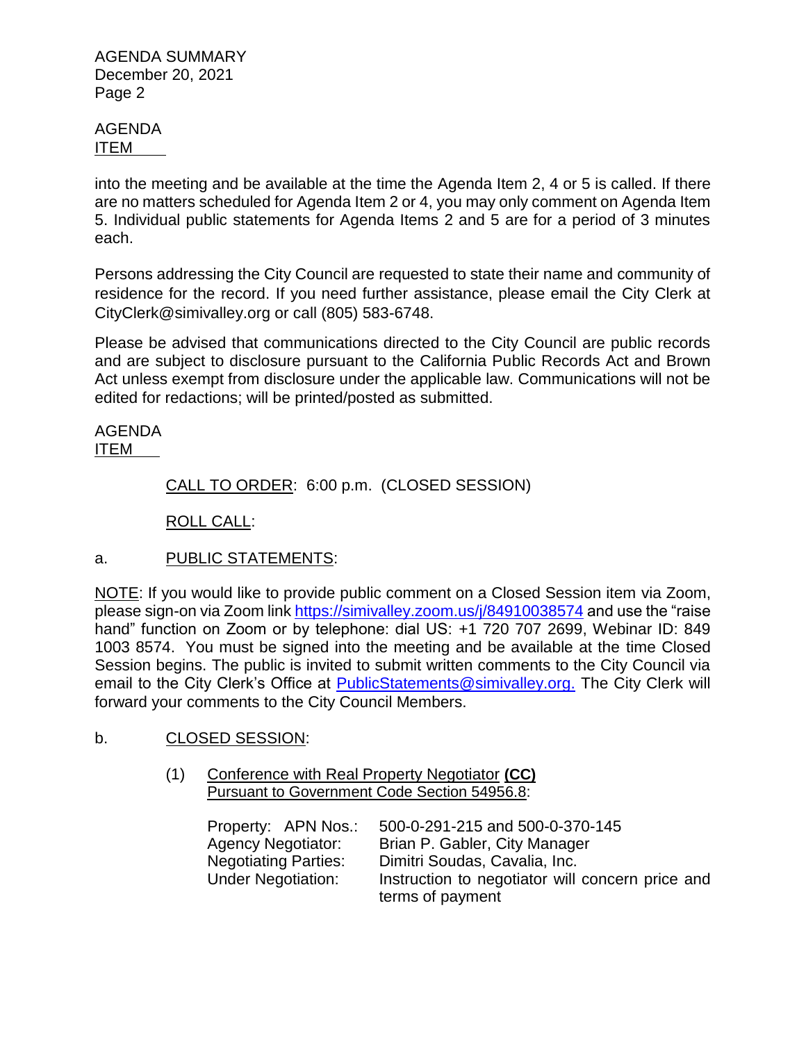AGENDA
ITEM

into the meeting and be available at the time the Agenda Item 2, 4 or 5 is called. If there are no matters scheduled for Agenda Item 2 or 4, you may only comment on Agenda Item 5. Individual public statements for Agenda Items 2 and 5 are for a period of 3 minutes each.

Persons addressing the City Council are requested to state their name and community of residence for the record. If you need further assistance, please email the City Clerk at CityClerk@simivalley.org or call (805) 583-6748.

Please be advised that communications directed to the City Council are public records and are subject to disclosure pursuant to the California Public Records Act and Brown Act unless exempt from disclosure under the applicable law. Communications will not be edited for redactions; will be printed/posted as submitted.

AGENDA
ITEM

CALL TO ORDER: 6:00 p.m. (CLOSED SESSION)

ROLL CALL:

a. PUBLIC STATEMENTS:

NOTE: If you would like to provide public comment on a Closed Session item via Zoom, please sign-on via Zoom link https://simivalley.zoom.us/j/84910038574 and use the "raise hand" function on Zoom or by telephone: dial US: +1 720 707 2699, Webinar ID: 849 1003 8574. You must be signed into the meeting and be available at the time Closed Session begins. The public is invited to submit written comments to the City Council via email to the City Clerk's Office at PublicStatements@simivalley.org. The City Clerk will forward your comments to the City Council Members.

b. CLOSED SESSION:

(1) Conference with Real Property Negotiator **(CC)**
Pursuant to Government Code Section 54956.8:

Property: APN Nos.: 500-0-291-215 and 500-0-370-145
Agency Negotiator: Brian P. Gabler, City Manager
Negotiating Parties: Dimitri Soudas, Cavalia, Inc.
Under Negotiation: Instruction to negotiator will concern price and terms of payment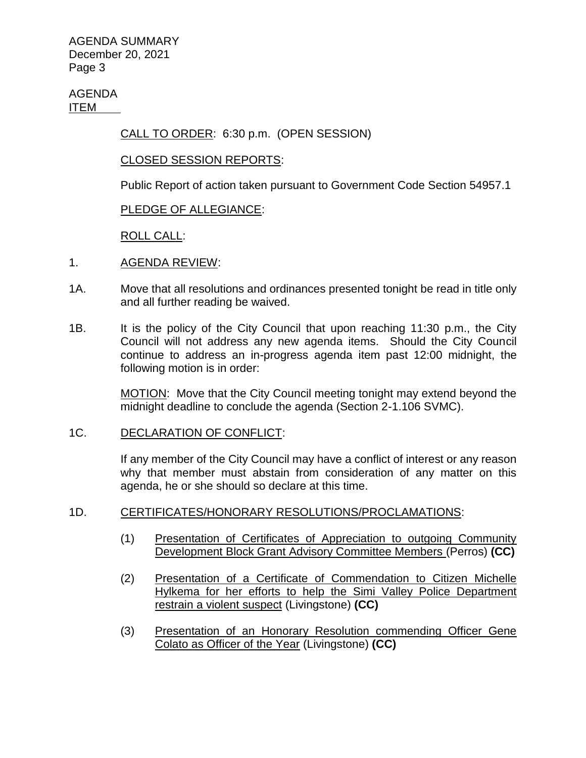AGENDA
ITEM

CALL TO ORDER: 6:30 p.m. (OPEN SESSION)

CLOSED SESSION REPORTS:

Public Report of action taken pursuant to Government Code Section 54957.1

PLEDGE OF ALLEGIANCE:

ROLL CALL:

1. AGENDA REVIEW:

1A. Move that all resolutions and ordinances presented tonight be read in title only and all further reading be waived.

1B. It is the policy of the City Council that upon reaching 11:30 p.m., the City Council will not address any new agenda items. Should the City Council continue to address an in-progress agenda item past 12:00 midnight, the following motion is in order:

MOTION: Move that the City Council meeting tonight may extend beyond the midnight deadline to conclude the agenda (Section 2-1.106 SVMC).

1C. DECLARATION OF CONFLICT:

If any member of the City Council may have a conflict of interest or any reason why that member must abstain from consideration of any matter on this agenda, he or she should so declare at this time.

1D. CERTIFICATES/HONORARY RESOLUTIONS/PROCLAMATIONS:

(1) Presentation of Certificates of Appreciation to outgoing Community Development Block Grant Advisory Committee Members (Perros) **(CC)**

(2) Presentation of a Certificate of Commendation to Citizen Michelle Hylkema for her efforts to help the Simi Valley Police Department restrain a violent suspect (Livingstone) **(CC)**

(3) Presentation of an Honorary Resolution commending Officer Gene Colato as Officer of the Year (Livingstone) **(CC)**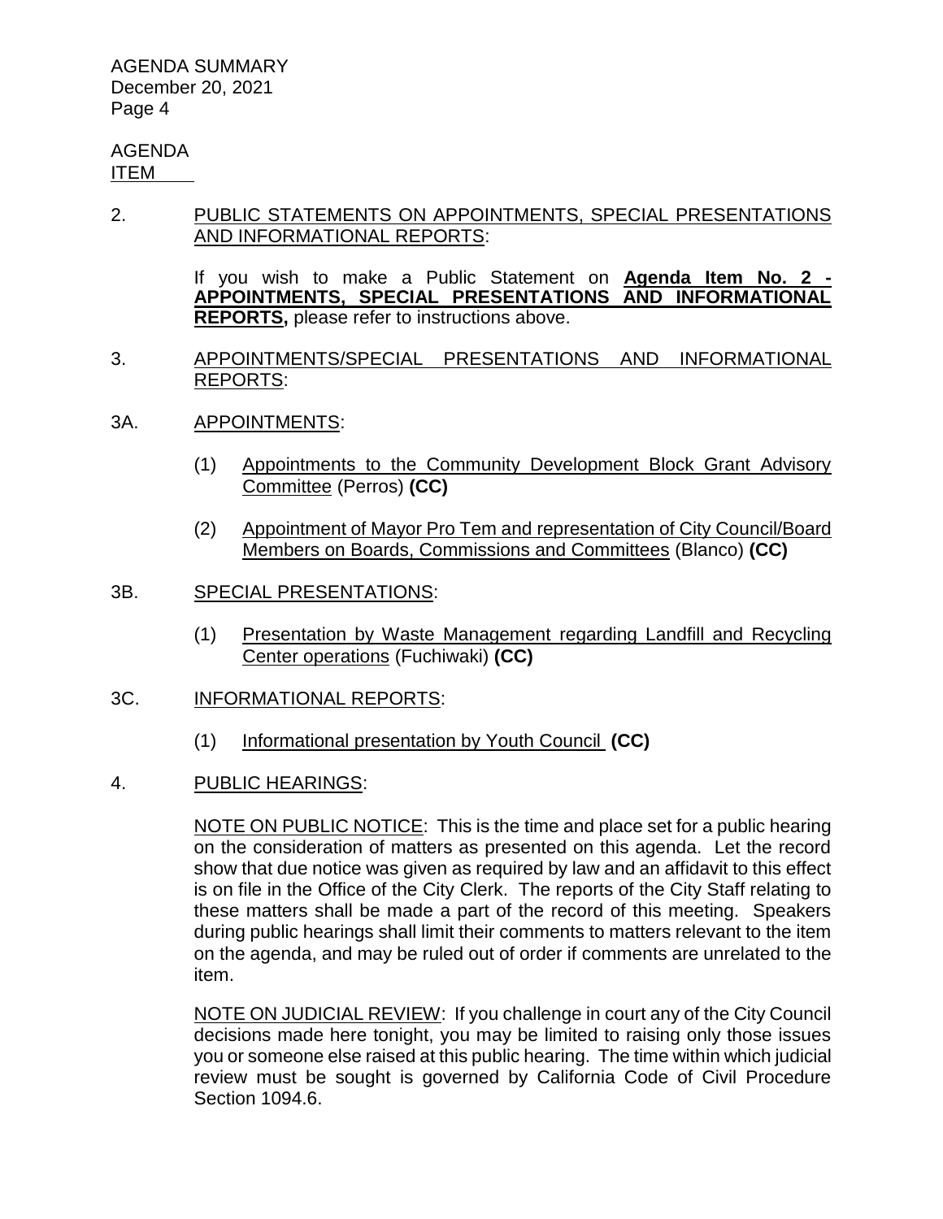AGENDA
ITEM

2. PUBLIC STATEMENTS ON APPOINTMENTS, SPECIAL PRESENTATIONS AND INFORMATIONAL REPORTS:

   If you wish to make a Public Statement on **Agenda Item No. 2 - APPOINTMENTS, SPECIAL PRESENTATIONS AND INFORMATIONAL REPORTS,** please refer to instructions above.

3. APPOINTMENTS/SPECIAL PRESENTATIONS AND INFORMATIONAL REPORTS:

3A. APPOINTMENTS:

   (1) Appointments to the Community Development Block Grant Advisory Committee (Perros) **(CC)**

   (2) Appointment of Mayor Pro Tem and representation of City Council/Board Members on Boards, Commissions and Committees (Blanco) **(CC)**

3B. SPECIAL PRESENTATIONS:

   (1) Presentation by Waste Management regarding Landfill and Recycling Center operations (Fuchiwaki) **(CC)**

3C. INFORMATIONAL REPORTS:

   (1) Informational presentation by Youth Council **(CC)**

4. PUBLIC HEARINGS:

   NOTE ON PUBLIC NOTICE: This is the time and place set for a public hearing on the consideration of matters as presented on this agenda. Let the record show that due notice was given as required by law and an affidavit to this effect is on file in the Office of the City Clerk. The reports of the City Staff relating to these matters shall be made a part of the record of this meeting. Speakers during public hearings shall limit their comments to matters relevant to the item on the agenda, and may be ruled out of order if comments are unrelated to the item.

   NOTE ON JUDICIAL REVIEW: If you challenge in court any of the City Council decisions made here tonight, you may be limited to raising only those issues you or someone else raised at this public hearing. The time within which judicial review must be sought is governed by California Code of Civil Procedure Section 1094.6.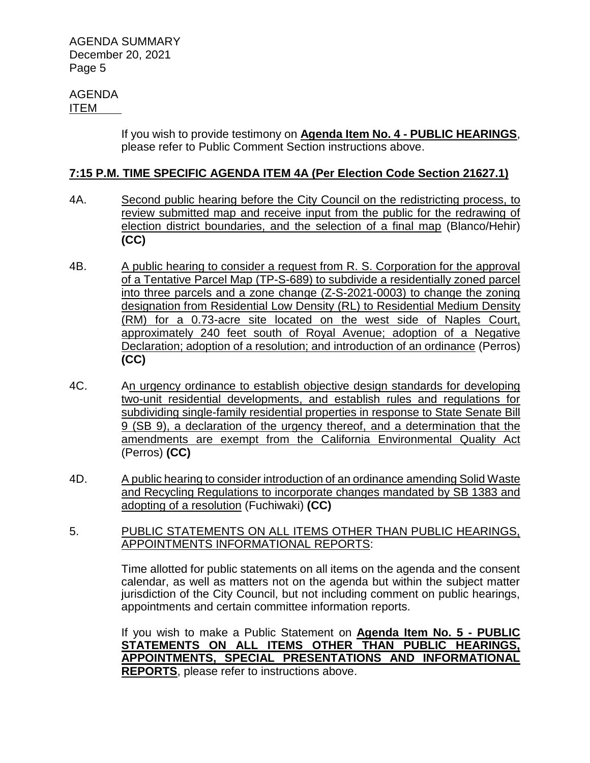AGENDA
ITEM

If you wish to provide testimony on **Agenda Item No. 4 - PUBLIC HEARINGS**, please refer to Public Comment Section instructions above.

**7:15 P.M. TIME SPECIFIC AGENDA ITEM 4A (Per Election Code Section 21627.1)**

4A. Second public hearing before the City Council on the redistricting process, to review submitted map and receive input from the public for the redrawing of election district boundaries, and the selection of a final map (Blanco/Hehir) **(CC)**

4B. A public hearing to consider a request from R. S. Corporation for the approval of a Tentative Parcel Map (TP-S-689) to subdivide a residentially zoned parcel into three parcels and a zone change (Z-S-2021-0003) to change the zoning designation from Residential Low Density (RL) to Residential Medium Density (RM) for a 0.73-acre site located on the west side of Naples Court, approximately 240 feet south of Royal Avenue; adoption of a Negative Declaration; adoption of a resolution; and introduction of an ordinance (Perros) **(CC)**

4C. An urgency ordinance to establish objective design standards for developing two-unit residential developments, and establish rules and regulations for subdividing single-family residential properties in response to State Senate Bill 9 (SB 9), a declaration of the urgency thereof, and a determination that the amendments are exempt from the California Environmental Quality Act (Perros) **(CC)**

4D. A public hearing to consider introduction of an ordinance amending Solid Waste and Recycling Regulations to incorporate changes mandated by SB 1383 and adopting of a resolution (Fuchiwaki) **(CC)**

5. PUBLIC STATEMENTS ON ALL ITEMS OTHER THAN PUBLIC HEARINGS, APPOINTMENTS INFORMATIONAL REPORTS:

Time allotted for public statements on all items on the agenda and the consent calendar, as well as matters not on the agenda but within the subject matter jurisdiction of the City Council, but not including comment on public hearings, appointments and certain committee information reports.

If you wish to make a Public Statement on **Agenda Item No. 5 - PUBLIC STATEMENTS ON ALL ITEMS OTHER THAN PUBLIC HEARINGS, APPOINTMENTS, SPECIAL PRESENTATIONS AND INFORMATIONAL REPORTS**, please refer to instructions above.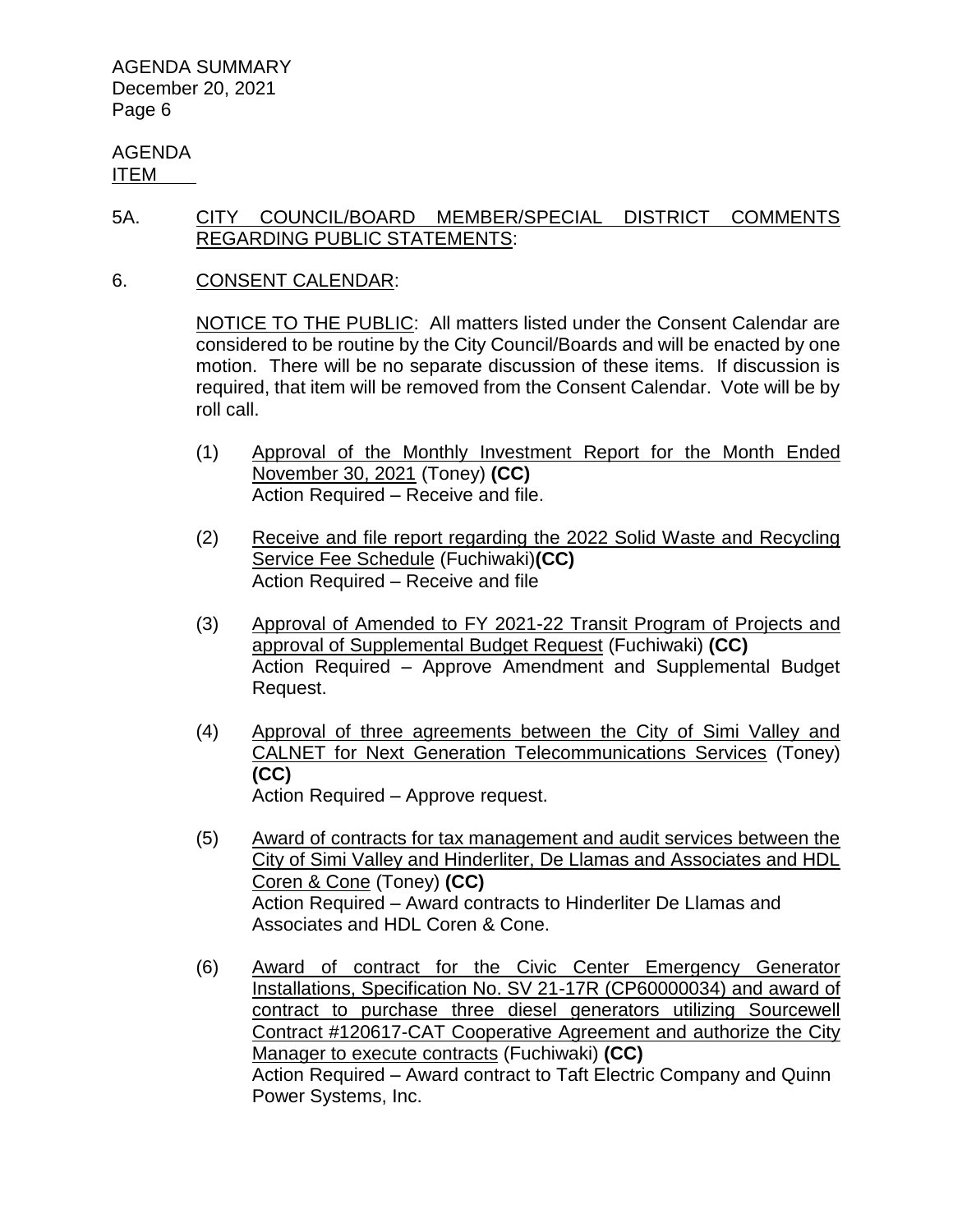AGENDA
ITEM

5A. CITY COUNCIL/BOARD MEMBER/SPECIAL DISTRICT COMMENTS REGARDING PUBLIC STATEMENTS:

6. CONSENT CALENDAR:

NOTICE TO THE PUBLIC: All matters listed under the Consent Calendar are considered to be routine by the City Council/Boards and will be enacted by one motion. There will be no separate discussion of these items. If discussion is required, that item will be removed from the Consent Calendar. Vote will be by roll call.

(1) Approval of the Monthly Investment Report for the Month Ended November 30, 2021 (Toney) **(CC)**
Action Required – Receive and file.

(2) Receive and file report regarding the 2022 Solid Waste and Recycling Service Fee Schedule (Fuchiwaki)**(CC)**
Action Required – Receive and file

(3) Approval of Amended to FY 2021-22 Transit Program of Projects and approval of Supplemental Budget Request (Fuchiwaki) **(CC)**
Action Required – Approve Amendment and Supplemental Budget Request.

(4) Approval of three agreements between the City of Simi Valley and CALNET for Next Generation Telecommunications Services (Toney) **(CC)**
Action Required – Approve request.

(5) Award of contracts for tax management and audit services between the City of Simi Valley and Hinderliter, De Llamas and Associates and HDL Coren & Cone (Toney) **(CC)**
Action Required – Award contracts to Hinderliter De Llamas and Associates and HDL Coren & Cone.

(6) Award of contract for the Civic Center Emergency Generator Installations, Specification No. SV 21-17R (CP60000034) and award of contract to purchase three diesel generators utilizing Sourcewell Contract #120617-CAT Cooperative Agreement and authorize the City Manager to execute contracts (Fuchiwaki) **(CC)**
Action Required – Award contract to Taft Electric Company and Quinn Power Systems, Inc.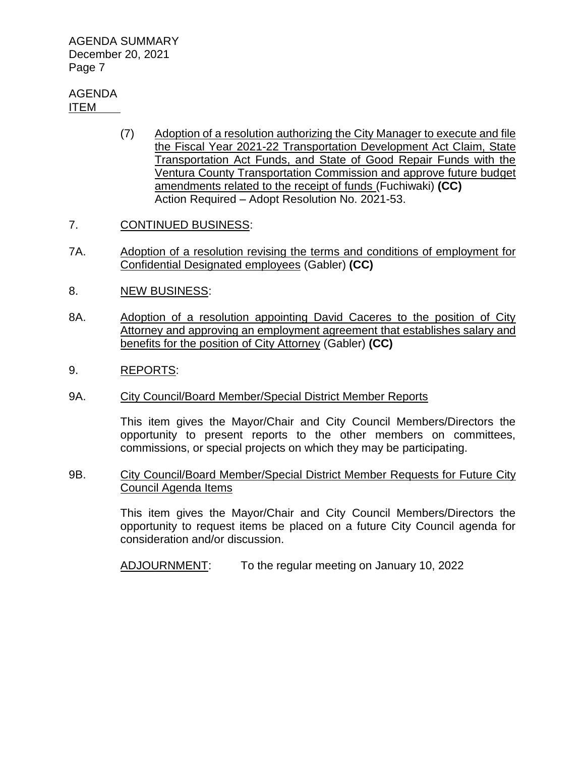AGENDA
ITEM

(7) Adoption of a resolution authorizing the City Manager to execute and file the Fiscal Year 2021-22 Transportation Development Act Claim, State Transportation Act Funds, and State of Good Repair Funds with the Ventura County Transportation Commission and approve future budget amendments related to the receipt of funds (Fuchiwaki) **(CC)**
Action Required – Adopt Resolution No. 2021-53.

7. CONTINUED BUSINESS:

7A. Adoption of a resolution revising the terms and conditions of employment for Confidential Designated employees (Gabler) **(CC)**

8. NEW BUSINESS:

8A. Adoption of a resolution appointing David Caceres to the position of City Attorney and approving an employment agreement that establishes salary and benefits for the position of City Attorney (Gabler) **(CC)**

9. REPORTS:

9A. City Council/Board Member/Special District Member Reports

This item gives the Mayor/Chair and City Council Members/Directors the opportunity to present reports to the other members on committees, commissions, or special projects on which they may be participating.

9B. City Council/Board Member/Special District Member Requests for Future City Council Agenda Items

This item gives the Mayor/Chair and City Council Members/Directors the opportunity to request items be placed on a future City Council agenda for consideration and/or discussion.

ADJOURNMENT: To the regular meeting on January 10, 2022